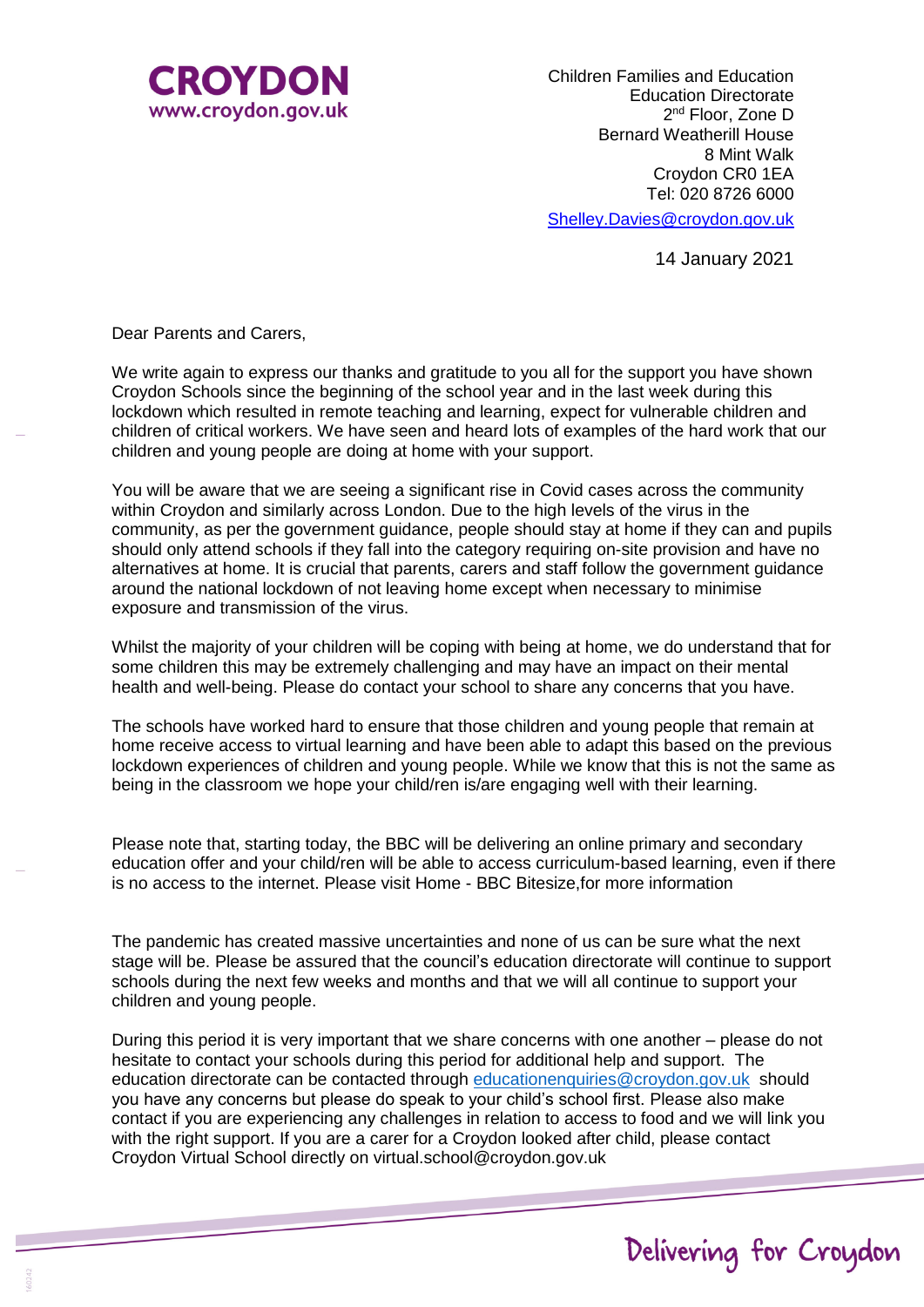**CROYDON**
www.croydon.gov.uk

Children Families and Education
Education Directorate
2nd Floor, Zone D
Bernard Weatherill House
8 Mint Walk
Croydon CR0 1EA
Tel: 020 8726 6000
Shelley.Davies@croydon.gov.uk

14 January 2021

Dear Parents and Carers,

We write again to express our thanks and gratitude to you all for the support you have shown Croydon Schools since the beginning of the school year and in the last week during this lockdown which resulted in remote teaching and learning, expect for vulnerable children and children of critical workers. We have seen and heard lots of examples of the hard work that our children and young people are doing at home with your support.

You will be aware that we are seeing a significant rise in Covid cases across the community within Croydon and similarly across London. Due to the high levels of the virus in the community, as per the government guidance, people should stay at home if they can and pupils should only attend schools if they fall into the category requiring on-site provision and have no alternatives at home. It is crucial that parents, carers and staff follow the government guidance around the national lockdown of not leaving home except when necessary to minimise exposure and transmission of the virus.

Whilst the majority of your children will be coping with being at home, we do understand that for some children this may be extremely challenging and may have an impact on their mental health and well-being. Please do contact your school to share any concerns that you have.

The schools have worked hard to ensure that those children and young people that remain at home receive access to virtual learning and have been able to adapt this based on the previous lockdown experiences of children and young people. While we know that this is not the same as being in the classroom we hope your child/ren is/are engaging well with their learning.

Please note that, starting today, the BBC will be delivering an online primary and secondary education offer and your child/ren will be able to access curriculum-based learning, even if there is no access to the internet. Please visit Home - BBC Bitesize,for more information

The pandemic has created massive uncertainties and none of us can be sure what the next stage will be. Please be assured that the council's education directorate will continue to support schools during the next few weeks and months and that we will all continue to support your children and young people.

During this period it is very important that we share concerns with one another – please do not hesitate to contact your schools during this period for additional help and support. The education directorate can be contacted through educationenquiries@croydon.gov.uk should you have any concerns but please do speak to your child's school first. Please also make contact if you are experiencing any challenges in relation to access to food and we will link you with the right support. If you are a carer for a Croydon looked after child, please contact Croydon Virtual School directly on virtual.school@croydon.gov.uk

Delivering for Croydon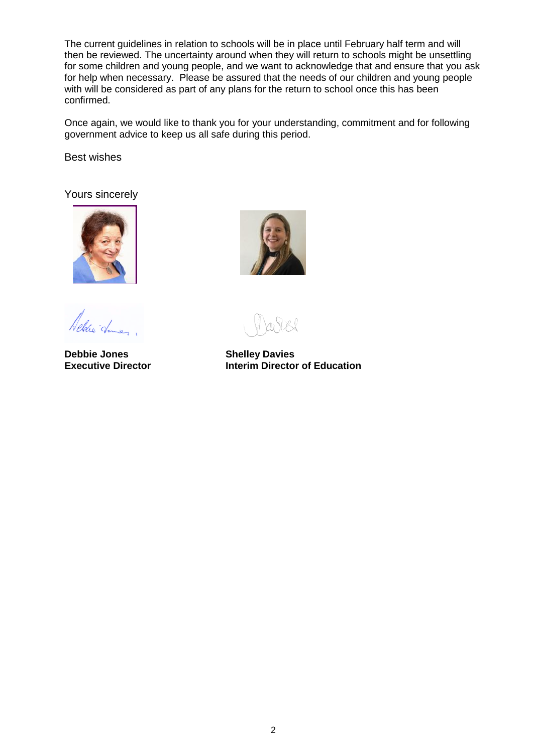The current guidelines in relation to schools will be in place until February half term and will then be reviewed. The uncertainty around when they will return to schools might be unsettling for some children and young people, and we want to acknowledge that and ensure that you ask for help when necessary. Please be assured that the needs of our children and young people with will be considered as part of any plans for the return to school once this has been confirmed.

Once again, we would like to thank you for your understanding, commitment and for following government advice to keep us all safe during this period.

Best wishes

Yours sincerely

**Debbie Jones**
**Executive Director**

**Shelley Davies**
**Interim Director of Education**